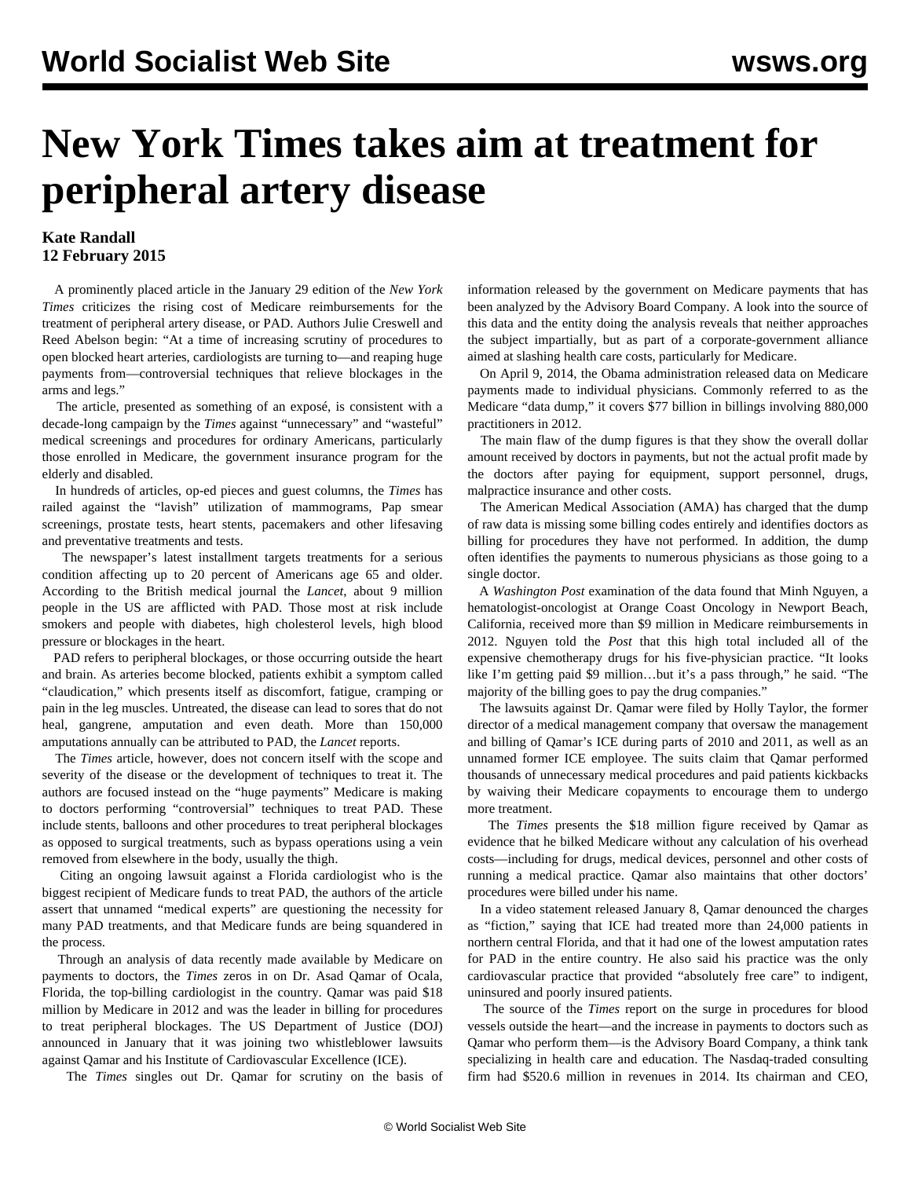# New York Times takes aim at treatment for peripheral artery disease

**Kate Randall**
**12 February 2015**

A prominently placed article in the January 29 edition of the *New York Times* criticizes the rising cost of Medicare reimbursements for the treatment of peripheral artery disease, or PAD. Authors Julie Creswell and Reed Abelson begin: "At a time of increasing scrutiny of procedures to open blocked heart arteries, cardiologists are turning to—and reaping huge payments from—controversial techniques that relieve blockages in the arms and legs."

The article, presented as something of an exposé, is consistent with a decade-long campaign by the *Times* against "unnecessary" and "wasteful" medical screenings and procedures for ordinary Americans, particularly those enrolled in Medicare, the government insurance program for the elderly and disabled.

In hundreds of articles, op-ed pieces and guest columns, the *Times* has railed against the "lavish" utilization of mammograms, Pap smear screenings, prostate tests, heart stents, pacemakers and other lifesaving and preventative treatments and tests.

The newspaper's latest installment targets treatments for a serious condition affecting up to 20 percent of Americans age 65 and older. According to the British medical journal the *Lancet*, about 9 million people in the US are afflicted with PAD. Those most at risk include smokers and people with diabetes, high cholesterol levels, high blood pressure or blockages in the heart.

PAD refers to peripheral blockages, or those occurring outside the heart and brain. As arteries become blocked, patients exhibit a symptom called "claudication," which presents itself as discomfort, fatigue, cramping or pain in the leg muscles. Untreated, the disease can lead to sores that do not heal, gangrene, amputation and even death. More than 150,000 amputations annually can be attributed to PAD, the *Lancet* reports.

The *Times* article, however, does not concern itself with the scope and severity of the disease or the development of techniques to treat it. The authors are focused instead on the "huge payments" Medicare is making to doctors performing "controversial" techniques to treat PAD. These include stents, balloons and other procedures to treat peripheral blockages as opposed to surgical treatments, such as bypass operations using a vein removed from elsewhere in the body, usually the thigh.

Citing an ongoing lawsuit against a Florida cardiologist who is the biggest recipient of Medicare funds to treat PAD, the authors of the article assert that unnamed "medical experts" are questioning the necessity for many PAD treatments, and that Medicare funds are being squandered in the process.

Through an analysis of data recently made available by Medicare on payments to doctors, the *Times* zeros in on Dr. Asad Qamar of Ocala, Florida, the top-billing cardiologist in the country. Qamar was paid $18 million by Medicare in 2012 and was the leader in billing for procedures to treat peripheral blockages. The US Department of Justice (DOJ) announced in January that it was joining two whistleblower lawsuits against Qamar and his Institute of Cardiovascular Excellence (ICE).

The *Times* singles out Dr. Qamar for scrutiny on the basis of information released by the government on Medicare payments that has been analyzed by the Advisory Board Company. A look into the source of this data and the entity doing the analysis reveals that neither approaches the subject impartially, but as part of a corporate-government alliance aimed at slashing health care costs, particularly for Medicare.

On April 9, 2014, the Obama administration released data on Medicare payments made to individual physicians. Commonly referred to as the Medicare "data dump," it covers $77 billion in billings involving 880,000 practitioners in 2012.

The main flaw of the dump figures is that they show the overall dollar amount received by doctors in payments, but not the actual profit made by the doctors after paying for equipment, support personnel, drugs, malpractice insurance and other costs.

The American Medical Association (AMA) has charged that the dump of raw data is missing some billing codes entirely and identifies doctors as billing for procedures they have not performed. In addition, the dump often identifies the payments to numerous physicians as those going to a single doctor.

A *Washington Post* examination of the data found that Minh Nguyen, a hematologist-oncologist at Orange Coast Oncology in Newport Beach, California, received more than $9 million in Medicare reimbursements in 2012. Nguyen told the *Post* that this high total included all of the expensive chemotherapy drugs for his five-physician practice. "It looks like I'm getting paid $9 million…but it's a pass through," he said. "The majority of the billing goes to pay the drug companies."

The lawsuits against Dr. Qamar were filed by Holly Taylor, the former director of a medical management company that oversaw the management and billing of Qamar's ICE during parts of 2010 and 2011, as well as an unnamed former ICE employee. The suits claim that Qamar performed thousands of unnecessary medical procedures and paid patients kickbacks by waiving their Medicare copayments to encourage them to undergo more treatment.

The *Times* presents the $18 million figure received by Qamar as evidence that he bilked Medicare without any calculation of his overhead costs—including for drugs, medical devices, personnel and other costs of running a medical practice. Qamar also maintains that other doctors' procedures were billed under his name.

In a video statement released January 8, Qamar denounced the charges as "fiction," saying that ICE had treated more than 24,000 patients in northern central Florida, and that it had one of the lowest amputation rates for PAD in the entire country. He also said his practice was the only cardiovascular practice that provided "absolutely free care" to indigent, uninsured and poorly insured patients.

The source of the *Times* report on the surge in procedures for blood vessels outside the heart—and the increase in payments to doctors such as Qamar who perform them—is the Advisory Board Company, a think tank specializing in health care and education. The Nasdaq-traded consulting firm had $520.6 million in revenues in 2014. Its chairman and CEO,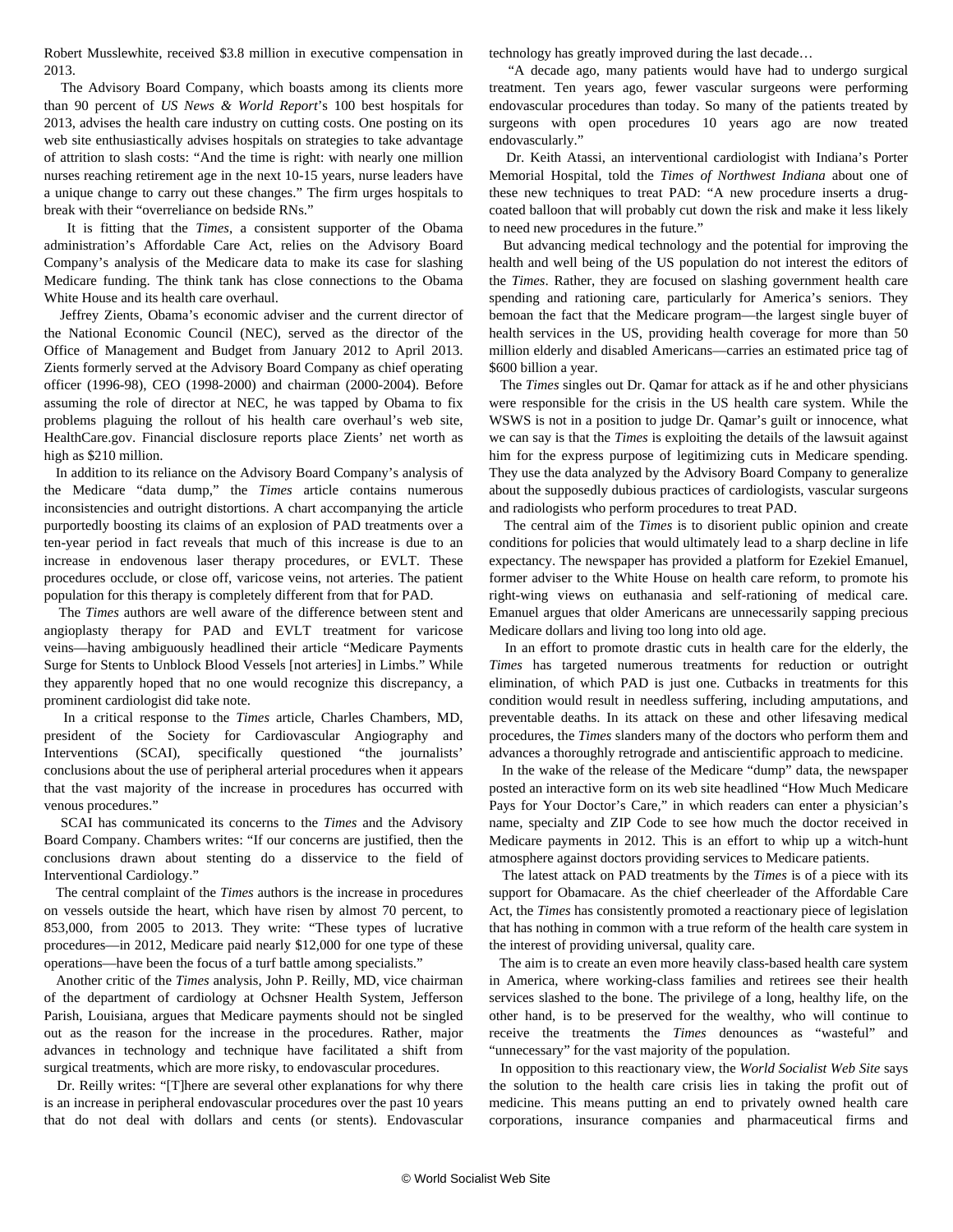Robert Musslewhite, received $3.8 million in executive compensation in 2013.

The Advisory Board Company, which boasts among its clients more than 90 percent of *US News & World Report*'s 100 best hospitals for 2013, advises the health care industry on cutting costs. One posting on its web site enthusiastically advises hospitals on strategies to take advantage of attrition to slash costs: "And the time is right: with nearly one million nurses reaching retirement age in the next 10-15 years, nurse leaders have a unique change to carry out these changes." The firm urges hospitals to break with their "overreliance on bedside RNs."

It is fitting that the *Times*, a consistent supporter of the Obama administration's Affordable Care Act, relies on the Advisory Board Company's analysis of the Medicare data to make its case for slashing Medicare funding. The think tank has close connections to the Obama White House and its health care overhaul.

Jeffrey Zients, Obama's economic adviser and the current director of the National Economic Council (NEC), served as the director of the Office of Management and Budget from January 2012 to April 2013. Zients formerly served at the Advisory Board Company as chief operating officer (1996-98), CEO (1998-2000) and chairman (2000-2004). Before assuming the role of director at NEC, he was tapped by Obama to fix problems plaguing the rollout of his health care overhaul's web site, HealthCare.gov. Financial disclosure reports place Zients' net worth as high as $210 million.

In addition to its reliance on the Advisory Board Company's analysis of the Medicare "data dump," the *Times* article contains numerous inconsistencies and outright distortions. A chart accompanying the article purportedly boosting its claims of an explosion of PAD treatments over a ten-year period in fact reveals that much of this increase is due to an increase in endovenous laser therapy procedures, or EVLT. These procedures occlude, or close off, varicose veins, not arteries. The patient population for this therapy is completely different from that for PAD.

The *Times* authors are well aware of the difference between stent and angioplasty therapy for PAD and EVLT treatment for varicose veins—having ambiguously headlined their article "Medicare Payments Surge for Stents to Unblock Blood Vessels [not arteries] in Limbs." While they apparently hoped that no one would recognize this discrepancy, a prominent cardiologist did take note.

In a critical response to the *Times* article, Charles Chambers, MD, president of the Society for Cardiovascular Angiography and Interventions (SCAI), specifically questioned "the journalists' conclusions about the use of peripheral arterial procedures when it appears that the vast majority of the increase in procedures has occurred with venous procedures."

SCAI has communicated its concerns to the *Times* and the Advisory Board Company. Chambers writes: "If our concerns are justified, then the conclusions drawn about stenting do a disservice to the field of Interventional Cardiology."

The central complaint of the *Times* authors is the increase in procedures on vessels outside the heart, which have risen by almost 70 percent, to 853,000, from 2005 to 2013. They write: "These types of lucrative procedures—in 2012, Medicare paid nearly $12,000 for one type of these operations—have been the focus of a turf battle among specialists."

Another critic of the *Times* analysis, John P. Reilly, MD, vice chairman of the department of cardiology at Ochsner Health System, Jefferson Parish, Louisiana, argues that Medicare payments should not be singled out as the reason for the increase in the procedures. Rather, major advances in technology and technique have facilitated a shift from surgical treatments, which are more risky, to endovascular procedures.

Dr. Reilly writes: "[T]here are several other explanations for why there is an increase in peripheral endovascular procedures over the past 10 years that do not deal with dollars and cents (or stents). Endovascular technology has greatly improved during the last decade…

"A decade ago, many patients would have had to undergo surgical treatment. Ten years ago, fewer vascular surgeons were performing endovascular procedures than today. So many of the patients treated by surgeons with open procedures 10 years ago are now treated endovascularly."

Dr. Keith Atassi, an interventional cardiologist with Indiana's Porter Memorial Hospital, told the *Times of Northwest Indiana* about one of these new techniques to treat PAD: "A new procedure inserts a drug-coated balloon that will probably cut down the risk and make it less likely to need new procedures in the future."

But advancing medical technology and the potential for improving the health and well being of the US population do not interest the editors of the *Times*. Rather, they are focused on slashing government health care spending and rationing care, particularly for America's seniors. They bemoan the fact that the Medicare program—the largest single buyer of health services in the US, providing health coverage for more than 50 million elderly and disabled Americans—carries an estimated price tag of $600 billion a year.

The *Times* singles out Dr. Qamar for attack as if he and other physicians were responsible for the crisis in the US health care system. While the WSWS is not in a position to judge Dr. Qamar's guilt or innocence, what we can say is that the *Times* is exploiting the details of the lawsuit against him for the express purpose of legitimizing cuts in Medicare spending. They use the data analyzed by the Advisory Board Company to generalize about the supposedly dubious practices of cardiologists, vascular surgeons and radiologists who perform procedures to treat PAD.

The central aim of the *Times* is to disorient public opinion and create conditions for policies that would ultimately lead to a sharp decline in life expectancy. The newspaper has provided a platform for Ezekiel Emanuel, former adviser to the White House on health care reform, to promote his right-wing views on euthanasia and self-rationing of medical care. Emanuel argues that older Americans are unnecessarily sapping precious Medicare dollars and living too long into old age.

In an effort to promote drastic cuts in health care for the elderly, the *Times* has targeted numerous treatments for reduction or outright elimination, of which PAD is just one. Cutbacks in treatments for this condition would result in needless suffering, including amputations, and preventable deaths. In its attack on these and other lifesaving medical procedures, the *Times* slanders many of the doctors who perform them and advances a thoroughly retrograde and antiscientific approach to medicine.

In the wake of the release of the Medicare "dump" data, the newspaper posted an interactive form on its web site headlined "How Much Medicare Pays for Your Doctor's Care," in which readers can enter a physician's name, specialty and ZIP Code to see how much the doctor received in Medicare payments in 2012. This is an effort to whip up a witch-hunt atmosphere against doctors providing services to Medicare patients.

The latest attack on PAD treatments by the *Times* is of a piece with its support for Obamacare. As the chief cheerleader of the Affordable Care Act, the *Times* has consistently promoted a reactionary piece of legislation that has nothing in common with a true reform of the health care system in the interest of providing universal, quality care.

The aim is to create an even more heavily class-based health care system in America, where working-class families and retirees see their health services slashed to the bone. The privilege of a long, healthy life, on the other hand, is to be preserved for the wealthy, who will continue to receive the treatments the *Times* denounces as "wasteful" and "unnecessary" for the vast majority of the population.

In opposition to this reactionary view, the *World Socialist Web Site* says the solution to the health care crisis lies in taking the profit out of medicine. This means putting an end to privately owned health care corporations, insurance companies and pharmaceutical firms and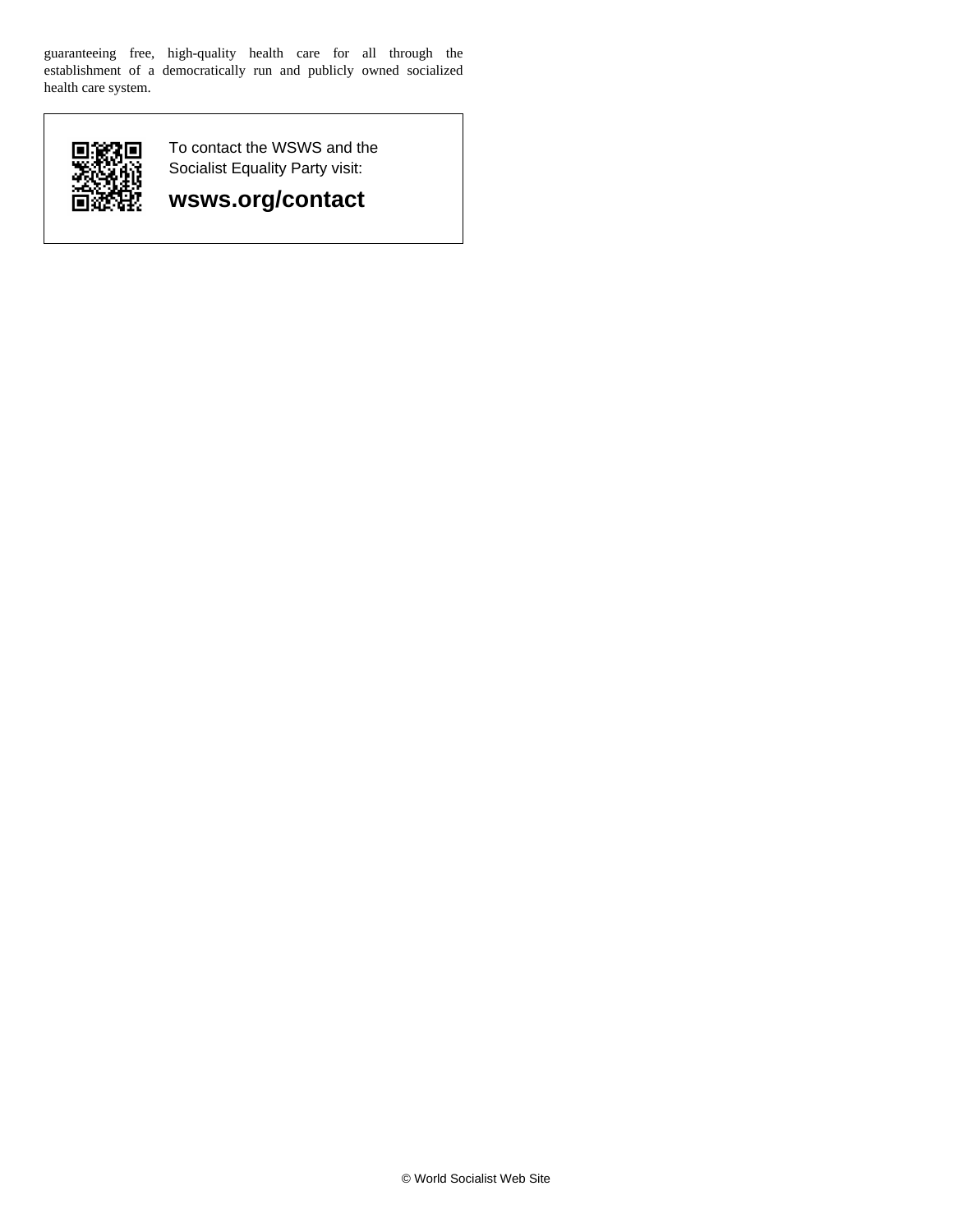guaranteeing free, high-quality health care for all through the establishment of a democratically run and publicly owned socialized health care system.

To contact the WSWS and the Socialist Equality Party visit:

**wsws.org/contact**